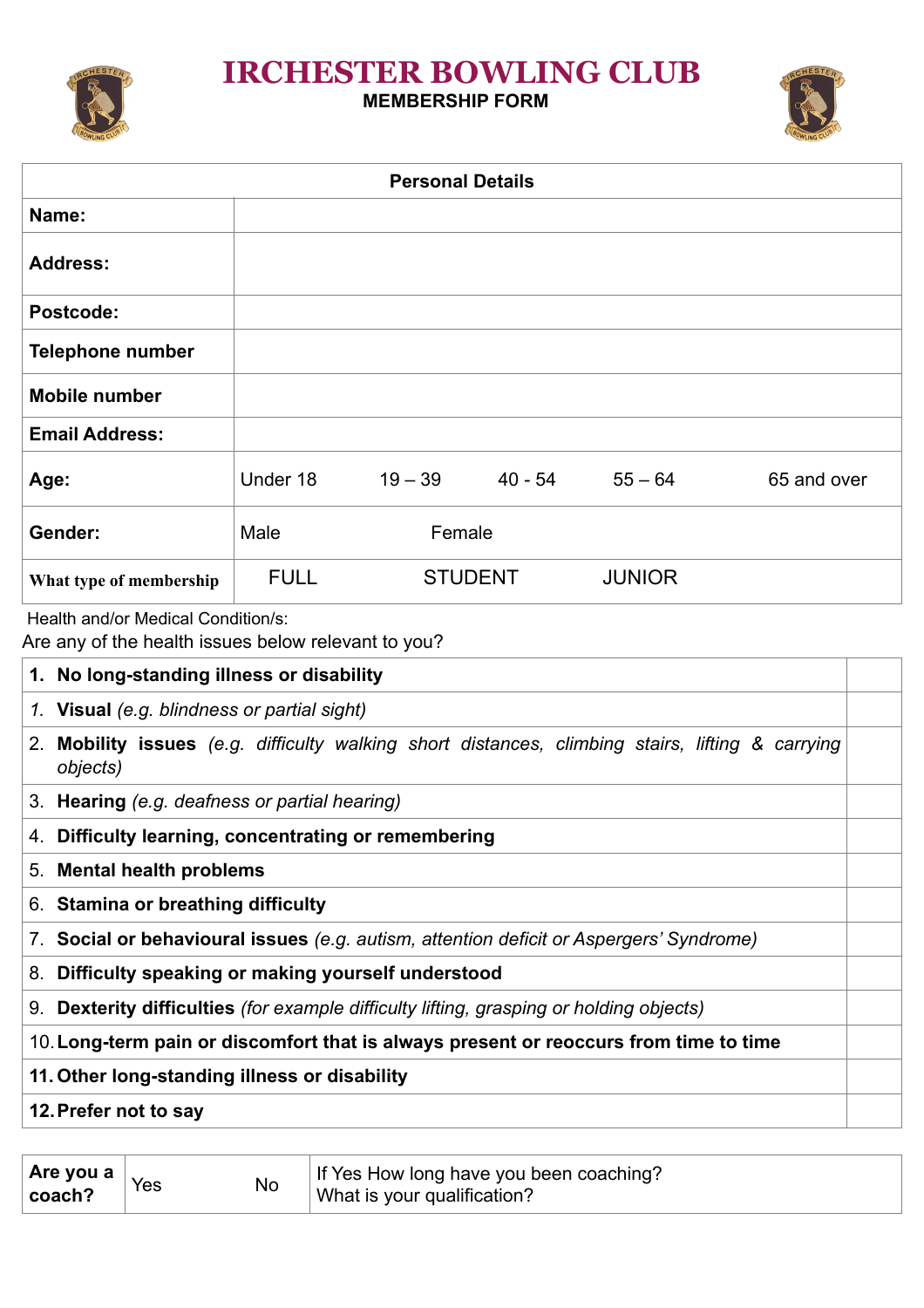# IRCHESTER BOWLING CLUB

## MEMBERSHIP FORM

| Personal Details | | | | | |
|---|---|---|---|---|---|
| **Name:** | | | | | |
| **Address:** | | | | | |
| **Postcode:** | | | | | |
| **Telephone number** | | | | | |
| **Mobile number** | | | | | |
| **Email Address:** | | | | | |
| **Age:** | Under 18 | 19 – 39 | 40 - 54 | 55 – 64 | 65 and over |
| **Gender:** | Male | Female | | | |
| **What type of membership** | FULL | STUDENT | JUNIOR | | |

Health and/or Medical Condition/s:
Are any of the health issues below relevant to you?

| | |
|---|---|
| 1. **No long-standing illness or disability** | |
| *1.* **Visual** *(e.g. blindness or partial sight)* | |
| 2. **Mobility issues** *(e.g. difficulty walking short distances, climbing stairs, lifting & carrying objects)* | |
| 3. **Hearing** *(e.g. deafness or partial hearing)* | |
| 4. **Difficulty learning, concentrating or remembering** | |
| 5. **Mental health problems** | |
| 6. **Stamina or breathing difficulty** | |
| 7. **Social or behavioural issues** *(e.g. autism, attention deficit or Aspergers' Syndrome)* | |
| 8. **Difficulty speaking or making yourself understood** | |
| 9. **Dexterity difficulties** *(for example difficulty lifting, grasping or holding objects)* | |
| 10. **Long-term pain or discomfort that is always present or reoccurs from time to time** | |
| 11. **Other long-standing illness or disability** | |
| 12. **Prefer not to say** | |

| **Are you a coach?** | Yes | No | If Yes How long have you been coaching?<br>What is your qualification? |
|---|---|---|---|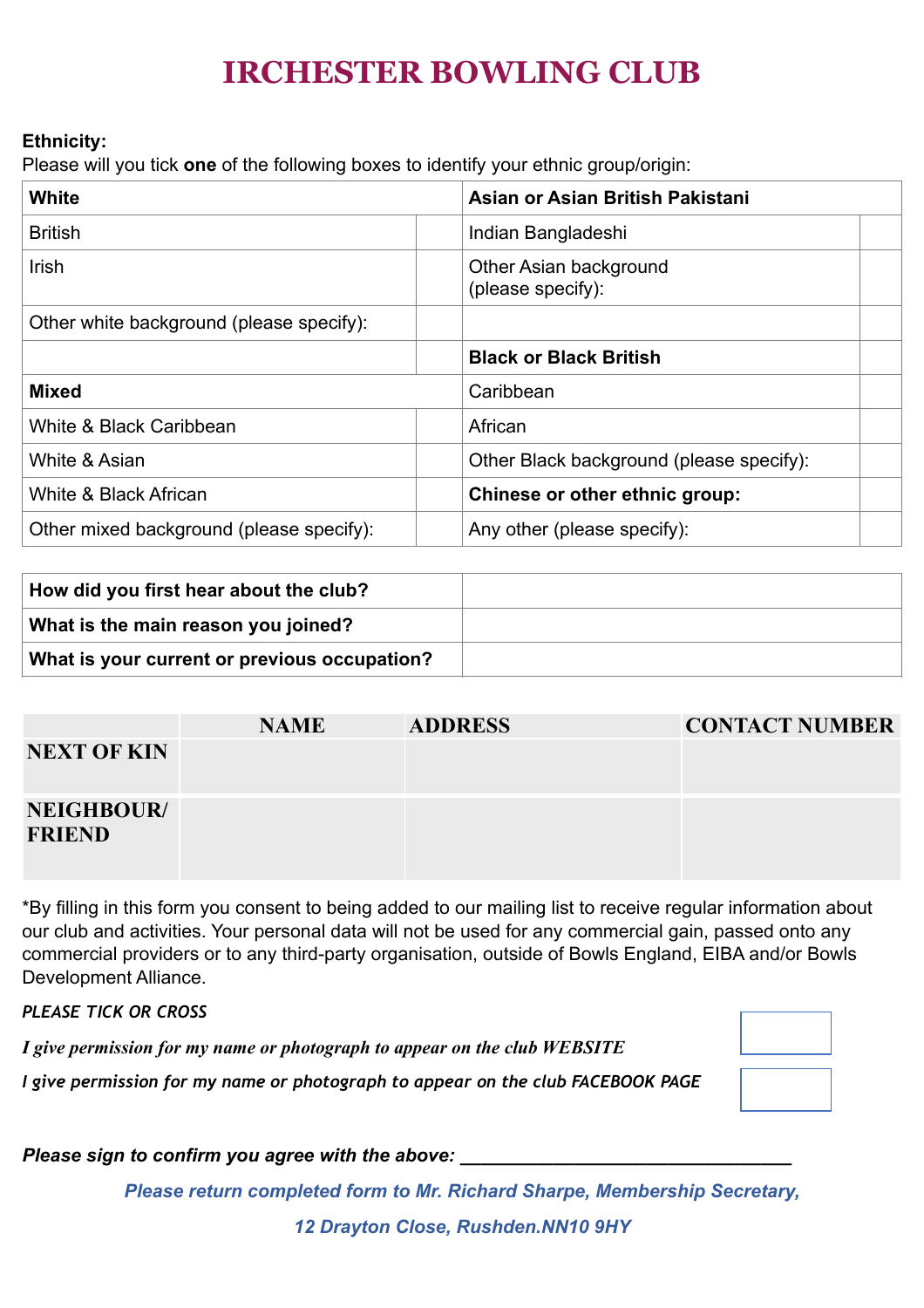# IRCHESTER BOWLING CLUB

**Ethnicity:**
Please will you tick **one** of the following boxes to identify your ethnic group/origin:

| **White** | | **Asian or Asian British Pakistani** | |
|---|---|---|---|
| British | | Indian Bangladeshi | |
| Irish | | Other Asian background (please specify): | |
| Other white background (please specify): | | | |
| | | **Black or Black British** | |
| **Mixed** | | Caribbean | |
| White & Black Caribbean | | African | |
| White & Asian | | Other Black background (please specify): | |
| White & Black African | | **Chinese or other ethnic group:** | |
| Other mixed background (please specify): | | Any other (please specify): | |

| | |
|---|---|
| **How did you first hear about the club?** | |
| **What is the main reason you joined?** | |
| **What is your current or previous occupation?** | |

| | NAME | ADDRESS | CONTACT NUMBER |
|---|---|---|---|
| **NEXT OF KIN** | | | |
| **NEIGHBOUR/ FRIEND** | | | |

*By filling in this form you consent to being added to our mailing list to receive regular information about our club and activities. Your personal data will not be used for any commercial gain, passed onto any commercial providers or to any third-party organisation, outside of Bowls England, EIBA and/or Bowls Development Alliance.

***PLEASE TICK OR CROSS***

***I give permission for my name or photograph to appear on the club WEBSITE*** ☐

***I give permission for my name or photograph to appear on the club FACEBOOK PAGE*** ☐

***Please sign to confirm you agree with the above:*** ________________________________

***Please return completed form to Mr. Richard Sharpe, Membership Secretary,***

***12 Drayton Close, Rushden.NN10 9HY***